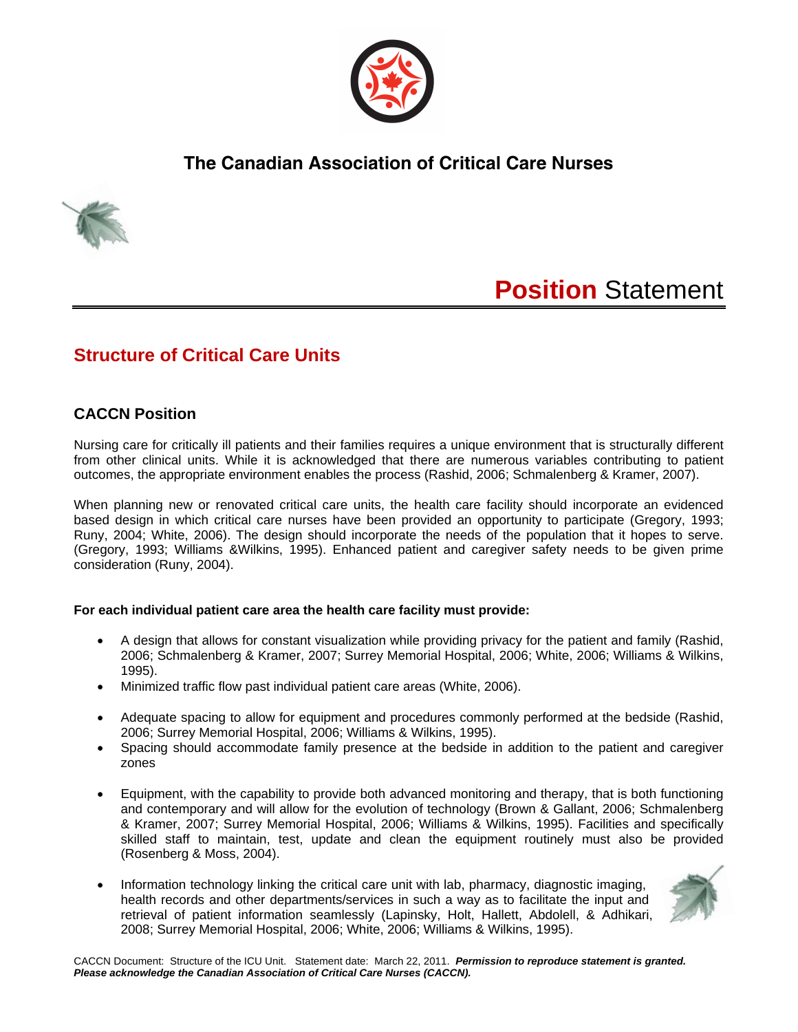# The Canadian Association of Critical Care Nurses

# **Position** Statement

## Structure of Critical Care Units

### CACCN Position

Nursing care for critically ill patients and their families requires a unique environment that is structurally different from other clinical units. While it is acknowledged that there are numerous variables contributing to patient outcomes, the appropriate environment enables the process (Rashid, 2006; Schmalenberg & Kramer, 2007).

When planning new or renovated critical care units, the health care facility should incorporate an evidenced based design in which critical care nurses have been provided an opportunity to participate (Gregory, 1993; Runy, 2004; White, 2006). The design should incorporate the needs of the population that it hopes to serve. (Gregory, 1993; Williams &Wilkins, 1995). Enhanced patient and caregiver safety needs to be given prime consideration (Runy, 2004).

**For each individual patient care area the health care facility must provide:**

- A design that allows for constant visualization while providing privacy for the patient and family (Rashid, 2006; Schmalenberg & Kramer, 2007; Surrey Memorial Hospital, 2006; White, 2006; Williams & Wilkins, 1995).
- Minimized traffic flow past individual patient care areas (White, 2006).
- Adequate spacing to allow for equipment and procedures commonly performed at the bedside (Rashid, 2006; Surrey Memorial Hospital, 2006; Williams & Wilkins, 1995).
- Spacing should accommodate family presence at the bedside in addition to the patient and caregiver zones
- Equipment, with the capability to provide both advanced monitoring and therapy, that is both functioning and contemporary and will allow for the evolution of technology (Brown & Gallant, 2006; Schmalenberg & Kramer, 2007; Surrey Memorial Hospital, 2006; Williams & Wilkins, 1995). Facilities and specifically skilled staff to maintain, test, update and clean the equipment routinely must also be provided (Rosenberg & Moss, 2004).
- Information technology linking the critical care unit with lab, pharmacy, diagnostic imaging, health records and other departments/services in such a way as to facilitate the input and retrieval of patient information seamlessly (Lapinsky, Holt, Hallett, Abdolell, & Adhikari, 2008; Surrey Memorial Hospital, 2006; White, 2006; Williams & Wilkins, 1995).

CACCN Document: Structure of the ICU Unit. Statement date: March 22, 2011. ***Permission to reproduce statement is granted. Please acknowledge the Canadian Association of Critical Care Nurses (CACCN).***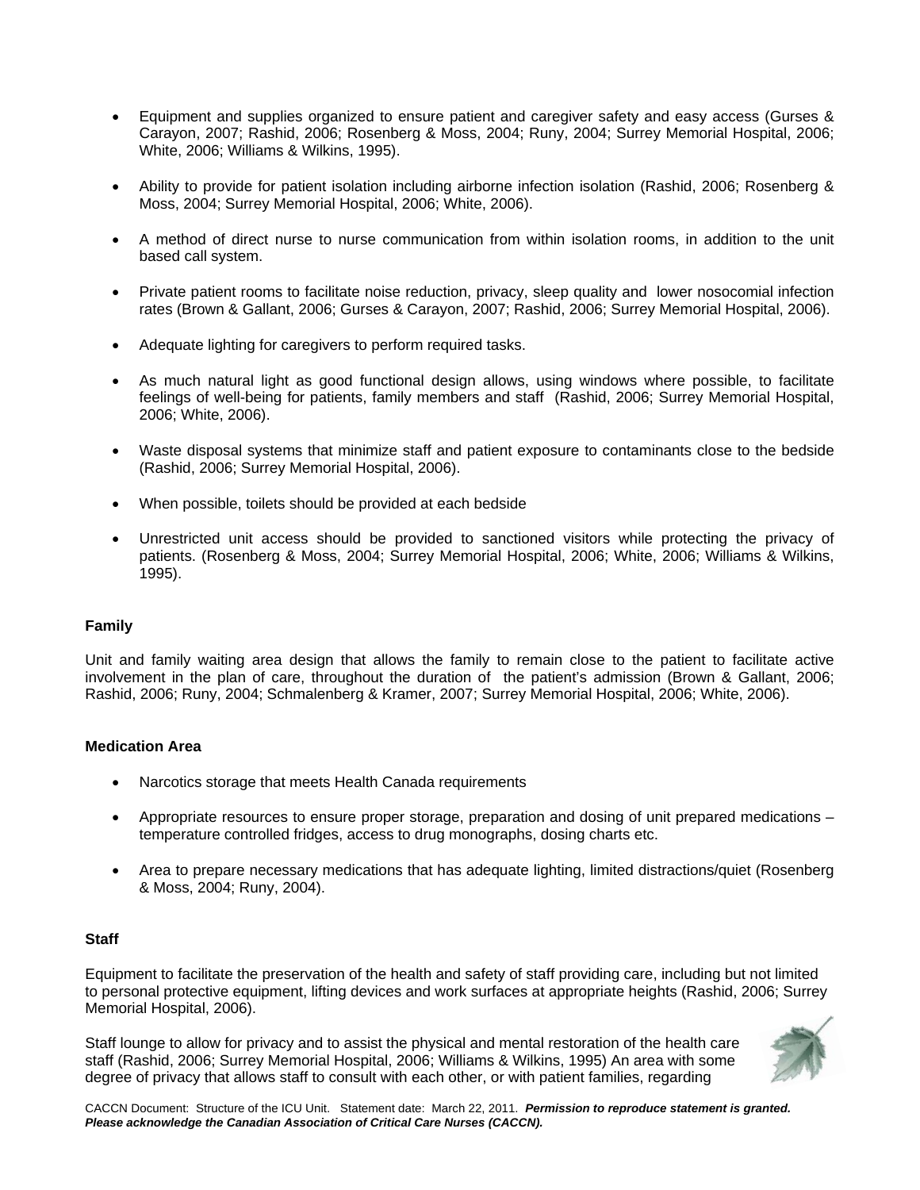- Equipment and supplies organized to ensure patient and caregiver safety and easy access (Gurses & Carayon, 2007; Rashid, 2006; Rosenberg & Moss, 2004; Runy, 2004; Surrey Memorial Hospital, 2006; White, 2006; Williams & Wilkins, 1995).

- Ability to provide for patient isolation including airborne infection isolation (Rashid, 2006; Rosenberg & Moss, 2004; Surrey Memorial Hospital, 2006; White, 2006).

- A method of direct nurse to nurse communication from within isolation rooms, in addition to the unit based call system.

- Private patient rooms to facilitate noise reduction, privacy, sleep quality and lower nosocomial infection rates (Brown & Gallant, 2006; Gurses & Carayon, 2007; Rashid, 2006; Surrey Memorial Hospital, 2006).

- Adequate lighting for caregivers to perform required tasks.

- As much natural light as good functional design allows, using windows where possible, to facilitate feelings of well-being for patients, family members and staff (Rashid, 2006; Surrey Memorial Hospital, 2006; White, 2006).

- Waste disposal systems that minimize staff and patient exposure to contaminants close to the bedside (Rashid, 2006; Surrey Memorial Hospital, 2006).

- When possible, toilets should be provided at each bedside

- Unrestricted unit access should be provided to sanctioned visitors while protecting the privacy of patients. (Rosenberg & Moss, 2004; Surrey Memorial Hospital, 2006; White, 2006; Williams & Wilkins, 1995).

**Family**

Unit and family waiting area design that allows the family to remain close to the patient to facilitate active involvement in the plan of care, throughout the duration of the patient's admission (Brown & Gallant, 2006; Rashid, 2006; Runy, 2004; Schmalenberg & Kramer, 2007; Surrey Memorial Hospital, 2006; White, 2006).

**Medication Area**

- Narcotics storage that meets Health Canada requirements

- Appropriate resources to ensure proper storage, preparation and dosing of unit prepared medications – temperature controlled fridges, access to drug monographs, dosing charts etc.

- Area to prepare necessary medications that has adequate lighting, limited distractions/quiet (Rosenberg & Moss, 2004; Runy, 2004).

**Staff**

Equipment to facilitate the preservation of the health and safety of staff providing care, including but not limited to personal protective equipment, lifting devices and work surfaces at appropriate heights (Rashid, 2006; Surrey Memorial Hospital, 2006).

Staff lounge to allow for privacy and to assist the physical and mental restoration of the health care staff (Rashid, 2006; Surrey Memorial Hospital, 2006; Williams & Wilkins, 1995) An area with some degree of privacy that allows staff to consult with each other, or with patient families, regarding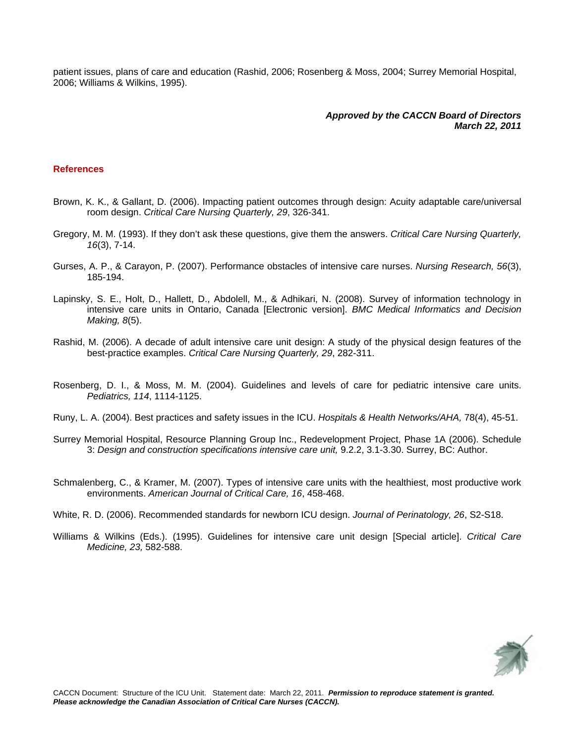patient issues, plans of care and education (Rashid, 2006; Rosenberg & Moss, 2004; Surrey Memorial Hospital, 2006; Williams & Wilkins, 1995).

***Approved by the CACCN Board of Directors***
***March 22, 2011***

## References

Brown, K. K., & Gallant, D. (2006). Impacting patient outcomes through design: Acuity adaptable care/universal room design. *Critical Care Nursing Quarterly, 29*, 326-341.

Gregory, M. M. (1993). If they don't ask these questions, give them the answers. *Critical Care Nursing Quarterly, 16*(3), 7-14.

Gurses, A. P., & Carayon, P. (2007). Performance obstacles of intensive care nurses. *Nursing Research, 56*(3), 185-194.

Lapinsky, S. E., Holt, D., Hallett, D., Abdolell, M., & Adhikari, N. (2008). Survey of information technology in intensive care units in Ontario, Canada [Electronic version]. *BMC Medical Informatics and Decision Making, 8*(5).

Rashid, M. (2006). A decade of adult intensive care unit design: A study of the physical design features of the best-practice examples. *Critical Care Nursing Quarterly, 29*, 282-311.

Rosenberg, D. I., & Moss, M. M. (2004). Guidelines and levels of care for pediatric intensive care units. *Pediatrics, 114*, 1114-1125.

Runy, L. A. (2004). Best practices and safety issues in the ICU. *Hospitals & Health Networks/AHA,* 78(4), 45-51.

Surrey Memorial Hospital, Resource Planning Group Inc., Redevelopment Project, Phase 1A (2006). Schedule 3: *Design and construction specifications intensive care unit,* 9.2.2, 3.1-3.30. Surrey, BC: Author.

Schmalenberg, C., & Kramer, M. (2007). Types of intensive care units with the healthiest, most productive work environments. *American Journal of Critical Care, 16*, 458-468.

White, R. D. (2006). Recommended standards for newborn ICU design. *Journal of Perinatology, 26*, S2-S18.

Williams & Wilkins (Eds.). (1995). Guidelines for intensive care unit design [Special article]. *Critical Care Medicine, 23,* 582-588.

CACCN Document: Structure of the ICU Unit. Statement date: March 22, 2011. ***Permission to reproduce statement is granted. Please acknowledge the Canadian Association of Critical Care Nurses (CACCN).***